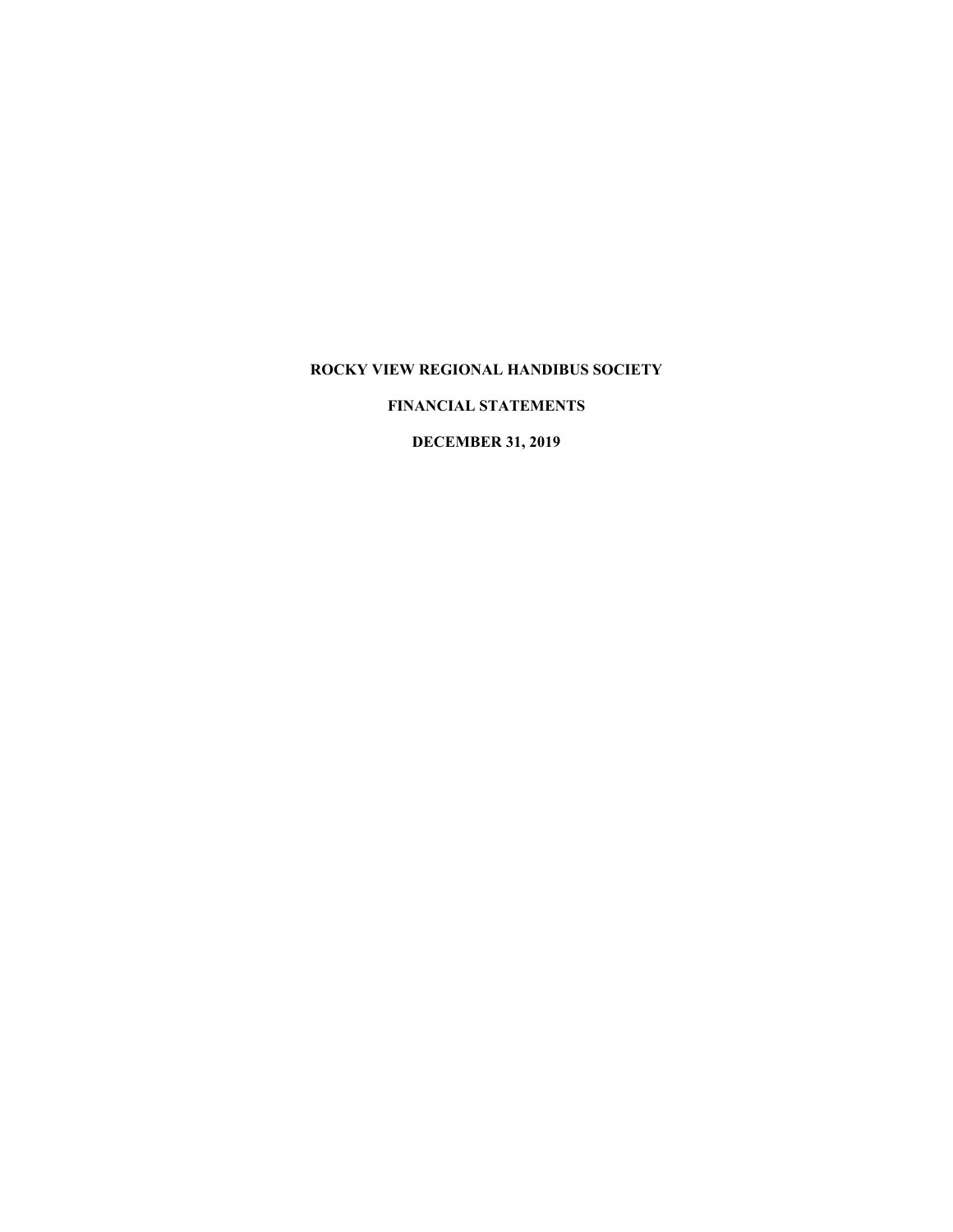# ROCKY VIEW REGIONAL HANDIBUS SOCIETY

## FINANCIAL STATEMENTS

## DECEMBER 31, 2019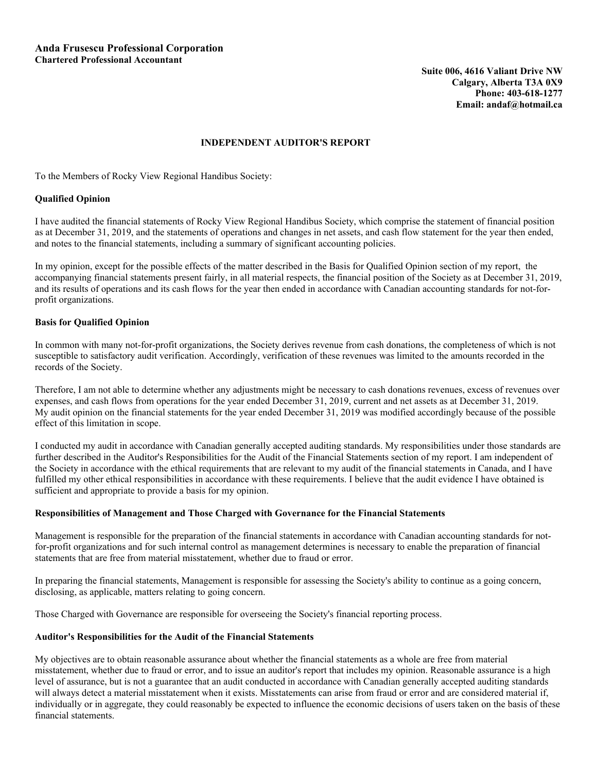**Anda Frusescu Professional Corporation**
**Chartered Professional Accountant**

**Suite 006, 4616 Valiant Drive NW**
**Calgary, Alberta T3A 0X9**
**Phone: 403-618-1277**
**Email: andaf@hotmail.ca**

## INDEPENDENT AUDITOR'S REPORT

To the Members of Rocky View Regional Handibus Society:

### Qualified Opinion

I have audited the financial statements of Rocky View Regional Handibus Society, which comprise the statement of financial position as at December 31, 2019, and the statements of operations and changes in net assets, and cash flow statement for the year then ended, and notes to the financial statements, including a summary of significant accounting policies.

In my opinion, except for the possible effects of the matter described in the Basis for Qualified Opinion section of my report, the accompanying financial statements present fairly, in all material respects, the financial position of the Society as at December 31, 2019, and its results of operations and its cash flows for the year then ended in accordance with Canadian accounting standards for not-for-profit organizations.

### Basis for Qualified Opinion

In common with many not-for-profit organizations, the Society derives revenue from cash donations, the completeness of which is not susceptible to satisfactory audit verification. Accordingly, verification of these revenues was limited to the amounts recorded in the records of the Society.

Therefore, I am not able to determine whether any adjustments might be necessary to cash donations revenues, excess of revenues over expenses, and cash flows from operations for the year ended December 31, 2019, current and net assets as at December 31, 2019. My audit opinion on the financial statements for the year ended December 31, 2019 was modified accordingly because of the possible effect of this limitation in scope.

I conducted my audit in accordance with Canadian generally accepted auditing standards. My responsibilities under those standards are further described in the Auditor's Responsibilities for the Audit of the Financial Statements section of my report. I am independent of the Society in accordance with the ethical requirements that are relevant to my audit of the financial statements in Canada, and I have fulfilled my other ethical responsibilities in accordance with these requirements. I believe that the audit evidence I have obtained is sufficient and appropriate to provide a basis for my opinion.

### Responsibilities of Management and Those Charged with Governance for the Financial Statements

Management is responsible for the preparation of the financial statements in accordance with Canadian accounting standards for not-for-profit organizations and for such internal control as management determines is necessary to enable the preparation of financial statements that are free from material misstatement, whether due to fraud or error.

In preparing the financial statements, Management is responsible for assessing the Society's ability to continue as a going concern, disclosing, as applicable, matters relating to going concern.

Those Charged with Governance are responsible for overseeing the Society's financial reporting process.

### Auditor's Responsibilities for the Audit of the Financial Statements

My objectives are to obtain reasonable assurance about whether the financial statements as a whole are free from material misstatement, whether due to fraud or error, and to issue an auditor's report that includes my opinion. Reasonable assurance is a high level of assurance, but is not a guarantee that an audit conducted in accordance with Canadian generally accepted auditing standards will always detect a material misstatement when it exists. Misstatements can arise from fraud or error and are considered material if, individually or in aggregate, they could reasonably be expected to influence the economic decisions of users taken on the basis of these financial statements.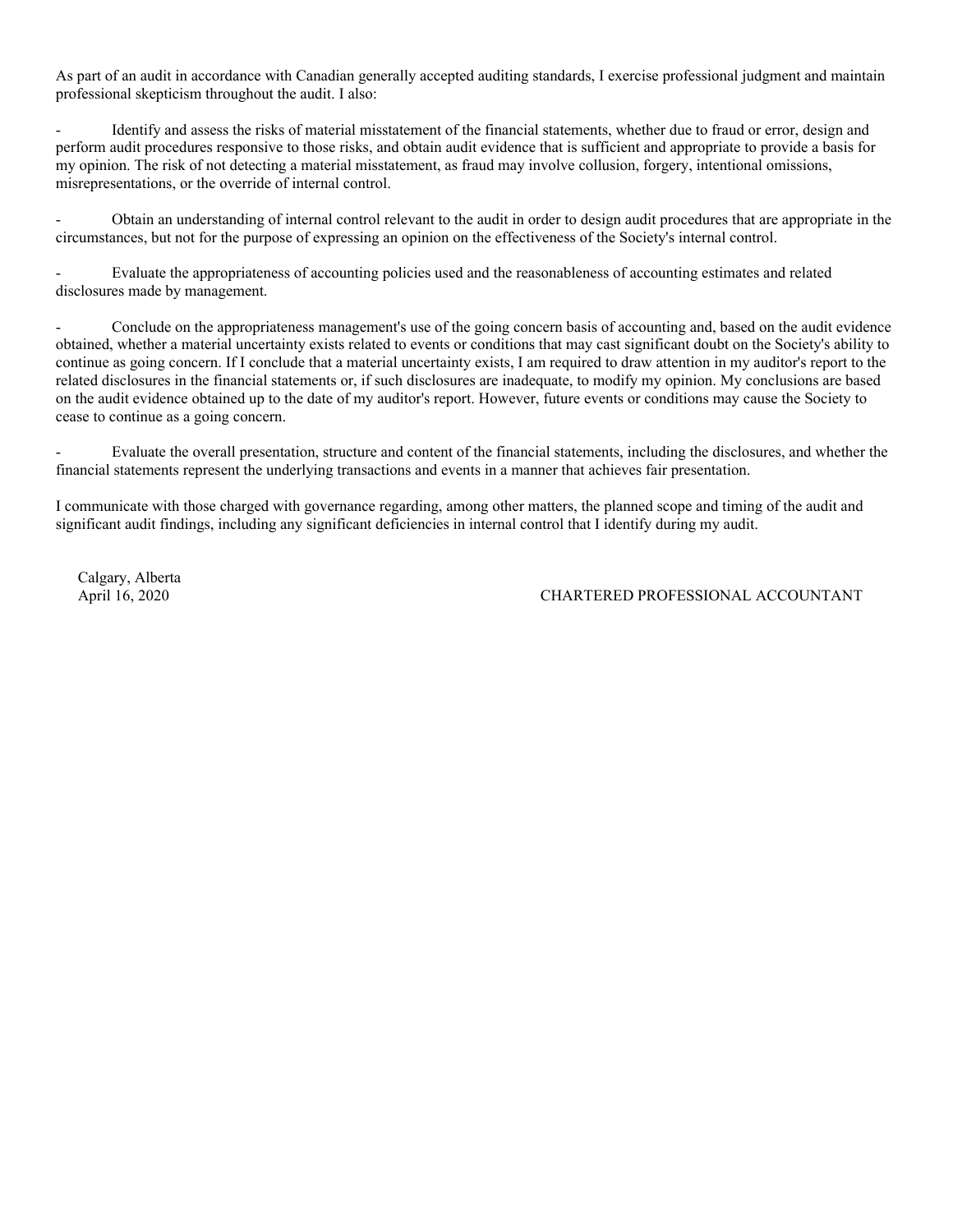As part of an audit in accordance with Canadian generally accepted auditing standards, I exercise professional judgment and maintain professional skepticism throughout the audit. I also:

- Identify and assess the risks of material misstatement of the financial statements, whether due to fraud or error, design and perform audit procedures responsive to those risks, and obtain audit evidence that is sufficient and appropriate to provide a basis for my opinion. The risk of not detecting a material misstatement, as fraud may involve collusion, forgery, intentional omissions, misrepresentations, or the override of internal control.

- Obtain an understanding of internal control relevant to the audit in order to design audit procedures that are appropriate in the circumstances, but not for the purpose of expressing an opinion on the effectiveness of the Society's internal control.

- Evaluate the appropriateness of accounting policies used and the reasonableness of accounting estimates and related disclosures made by management.

- Conclude on the appropriateness management's use of the going concern basis of accounting and, based on the audit evidence obtained, whether a material uncertainty exists related to events or conditions that may cast significant doubt on the Society's ability to continue as going concern. If I conclude that a material uncertainty exists, I am required to draw attention in my auditor's report to the related disclosures in the financial statements or, if such disclosures are inadequate, to modify my opinion. My conclusions are based on the audit evidence obtained up to the date of my auditor's report. However, future events or conditions may cause the Society to cease to continue as a going concern.

- Evaluate the overall presentation, structure and content of the financial statements, including the disclosures, and whether the financial statements represent the underlying transactions and events in a manner that achieves fair presentation.

I communicate with those charged with governance regarding, among other matters, the planned scope and timing of the audit and significant audit findings, including any significant deficiencies in internal control that I identify during my audit.

Calgary, Alberta
April 16, 2020

CHARTERED PROFESSIONAL ACCOUNTANT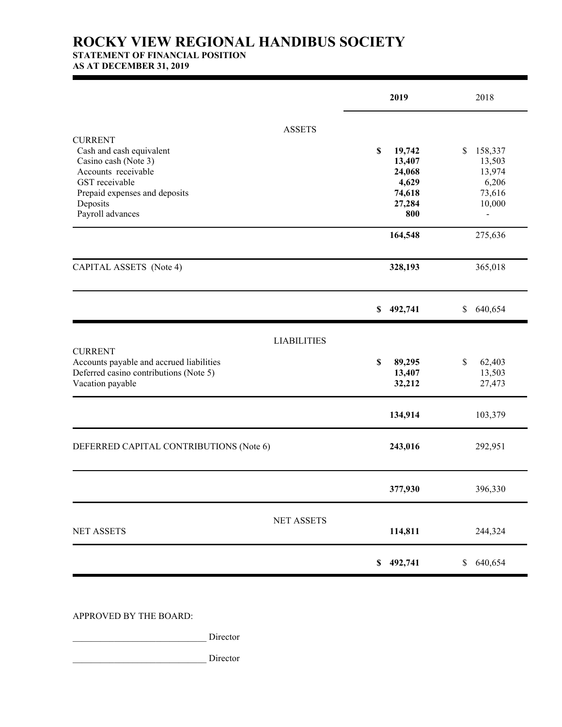# ROCKY VIEW REGIONAL HANDIBUS SOCIETY

**STATEMENT OF FINANCIAL POSITION**
**AS AT DECEMBER 31, 2019**

| | **2019** | 2018 |
|---|---|---|
| **ASSETS** | | |
| CURRENT | | |
| Cash and cash equivalent | **$ 19,742** | $ 158,337 |
| Casino cash (Note 3) | **13,407** | 13,503 |
| Accounts receivable | **24,068** | 13,974 |
| GST receivable | **4,629** | 6,206 |
| Prepaid expenses and deposits | **74,618** | 73,616 |
| Deposits | **27,284** | 10,000 |
| Payroll advances | **800** | - |
| | **164,548** | 275,636 |
| CAPITAL ASSETS (Note 4) | **328,193** | 365,018 |
| | **$ 492,741** | $ 640,654 |
| **LIABILITIES** | | |
| CURRENT | | |
| Accounts payable and accrued liabilities | **$ 89,295** | $ 62,403 |
| Deferred casino contributions (Note 5) | **13,407** | 13,503 |
| Vacation payable | **32,212** | 27,473 |
| | **134,914** | 103,379 |
| DEFERRED CAPITAL CONTRIBUTIONS (Note 6) | **243,016** | 292,951 |
| | **377,930** | 396,330 |
| **NET ASSETS** | | |
| NET ASSETS | **114,811** | 244,324 |
| | **$ 492,741** | $ 640,654 |

APPROVED BY THE BOARD:

_____________________________ Director

_____________________________ Director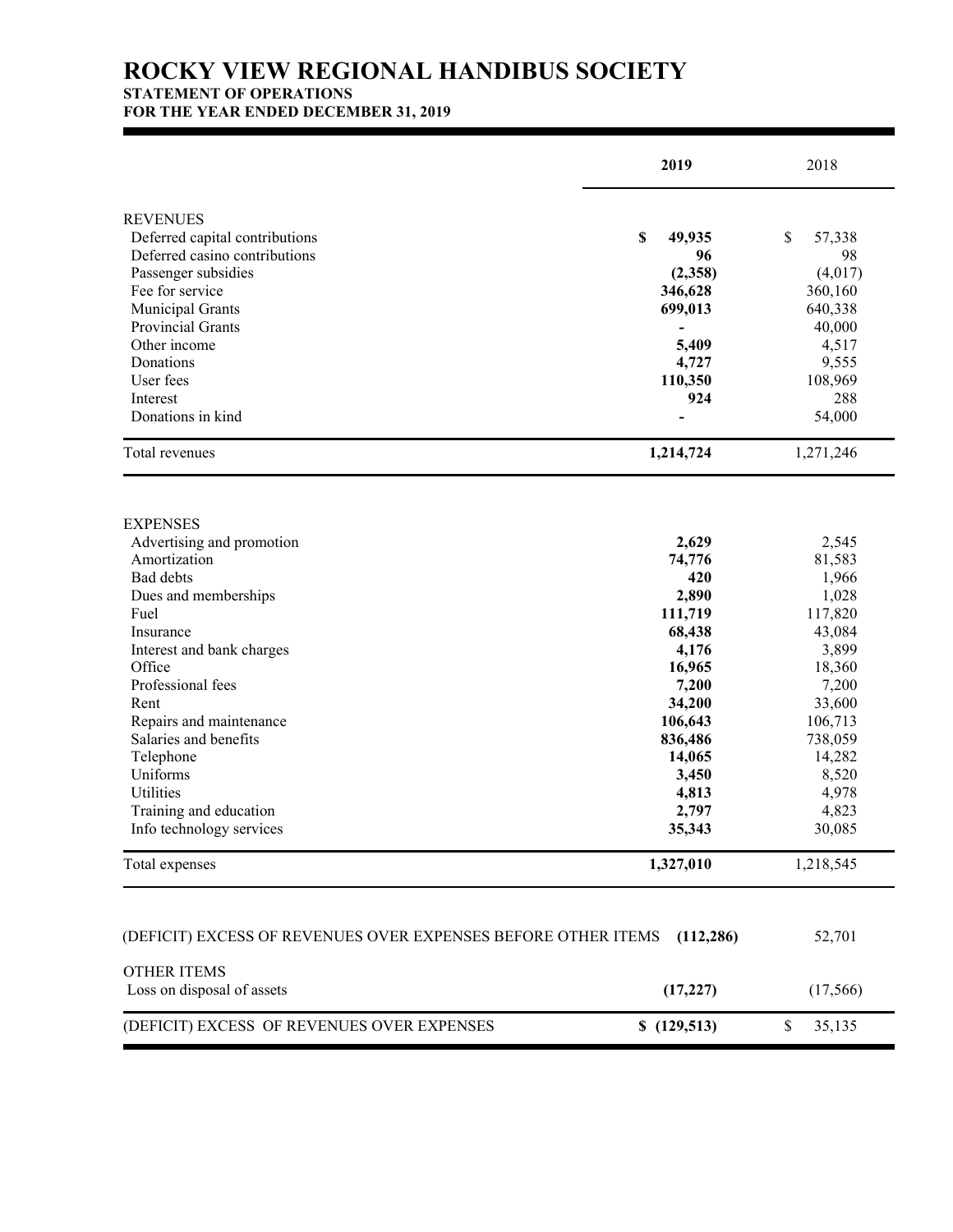# ROCKY VIEW REGIONAL HANDIBUS SOCIETY

## STATEMENT OF OPERATIONS

### FOR THE YEAR ENDED DECEMBER 31, 2019

| | 2019 | 2018 |
|---|---|---|
| **REVENUES** | | |
| Deferred capital contributions | $ 49,935 | $ 57,338 |
| Deferred casino contributions | 96 | 98 |
| Passenger subsidies | (2,358) | (4,017) |
| Fee for service | 346,628 | 360,160 |
| Municipal Grants | 699,013 | 640,338 |
| Provincial Grants | - | 40,000 |
| Other income | 5,409 | 4,517 |
| Donations | 4,727 | 9,555 |
| User fees | 110,350 | 108,969 |
| Interest | 924 | 288 |
| Donations in kind | - | 54,000 |
| Total revenues | 1,214,724 | 1,271,246 |
| **EXPENSES** | | |
| Advertising and promotion | 2,629 | 2,545 |
| Amortization | 74,776 | 81,583 |
| Bad debts | 420 | 1,966 |
| Dues and memberships | 2,890 | 1,028 |
| Fuel | 111,719 | 117,820 |
| Insurance | 68,438 | 43,084 |
| Interest and bank charges | 4,176 | 3,899 |
| Office | 16,965 | 18,360 |
| Professional fees | 7,200 | 7,200 |
| Rent | 34,200 | 33,600 |
| Repairs and maintenance | 106,643 | 106,713 |
| Salaries and benefits | 836,486 | 738,059 |
| Telephone | 14,065 | 14,282 |
| Uniforms | 3,450 | 8,520 |
| Utilities | 4,813 | 4,978 |
| Training and education | 2,797 | 4,823 |
| Info technology services | 35,343 | 30,085 |
| Total expenses | 1,327,010 | 1,218,545 |
| (DEFICIT) EXCESS OF REVENUES OVER EXPENSES BEFORE OTHER ITEMS | (112,286) | 52,701 |
| **OTHER ITEMS** | | |
| Loss on disposal of assets | (17,227) | (17,566) |
| (DEFICIT) EXCESS OF REVENUES OVER EXPENSES | $ (129,513) | $ 35,135 |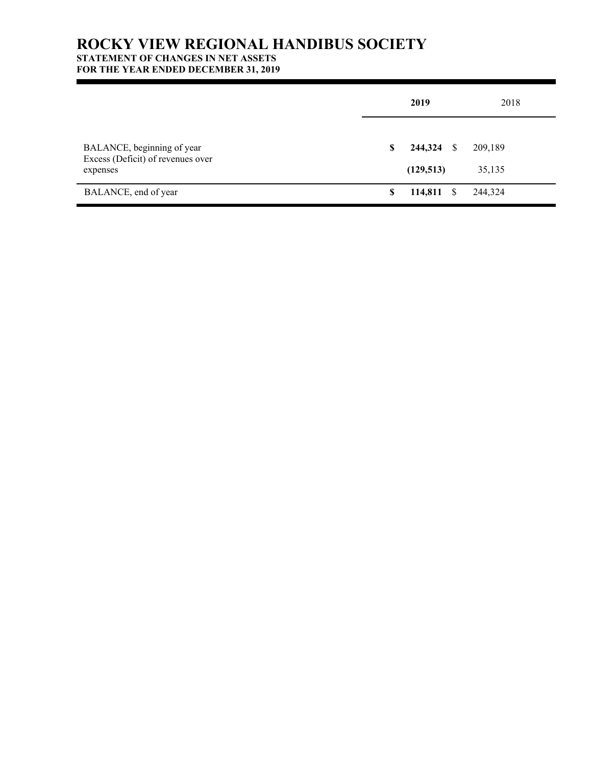# ROCKY VIEW REGIONAL HANDIBUS SOCIETY

**STATEMENT OF CHANGES IN NET ASSETS**
**FOR THE YEAR ENDED DECEMBER 31, 2019**

| | 2019 | 2018 |
|---|---|---|
| BALANCE, beginning of year | $ **244,324** | $ 209,189 |
| Excess (Deficit) of revenues over expenses | **(129,513)** | 35,135 |
| BALANCE, end of year | $ **114,811** | $ 244,324 |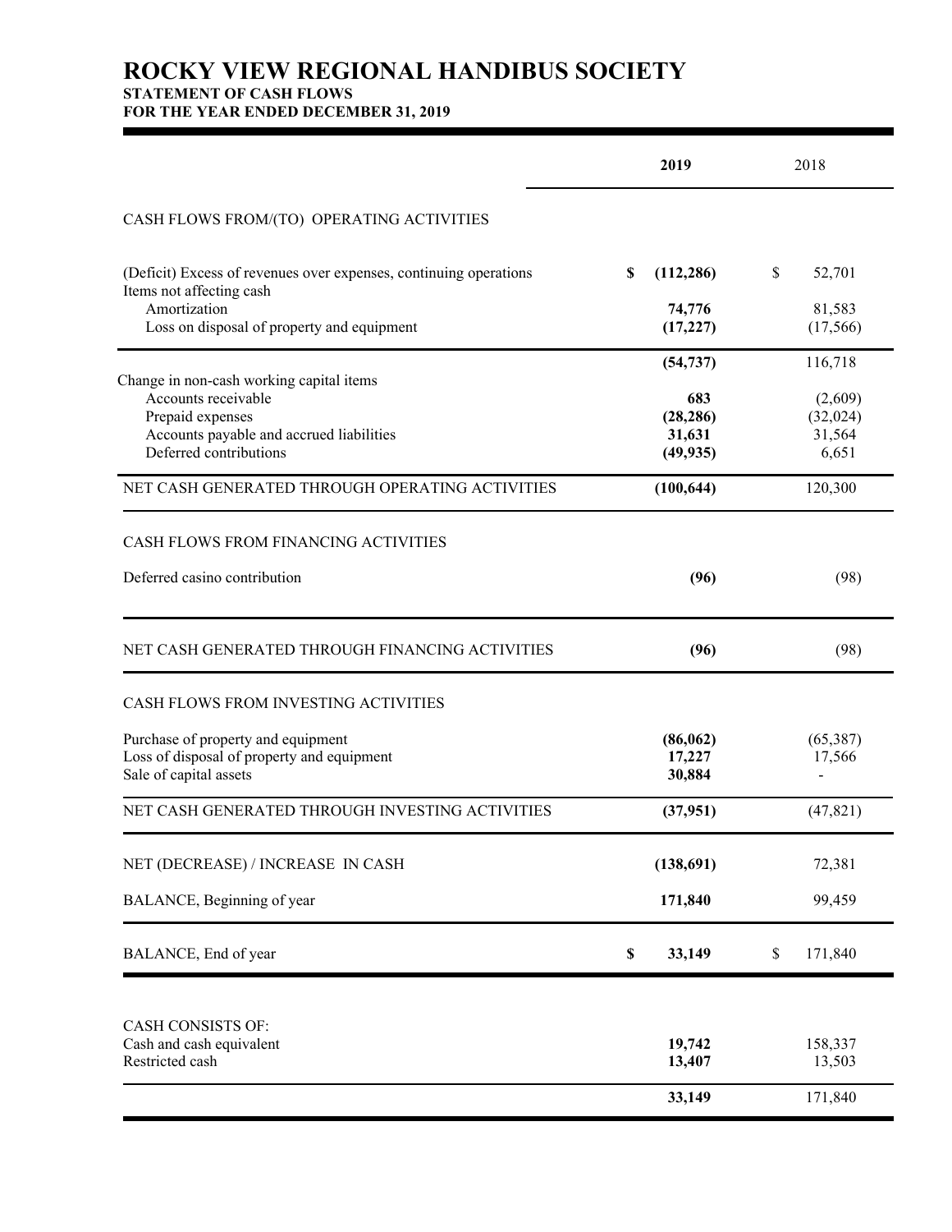# ROCKY VIEW REGIONAL HANDIBUS SOCIETY

**STATEMENT OF CASH FLOWS**
**FOR THE YEAR ENDED DECEMBER 31, 2019**

| | **2019** | 2018 |
|---|---|---|
| CASH FLOWS FROM/(TO) OPERATING ACTIVITIES | | |
| (Deficit) Excess of revenues over expenses, continuing operations | **$ (112,286)** | $ 52,701 |
| Items not affecting cash | | |
| Amortization | **74,776** | 81,583 |
| Loss on disposal of property and equipment | **(17,227)** | (17,566) |
| | **(54,737)** | 116,718 |
| Change in non-cash working capital items | | |
| Accounts receivable | **683** | (2,609) |
| Prepaid expenses | **(28,286)** | (32,024) |
| Accounts payable and accrued liabilities | **31,631** | 31,564 |
| Deferred contributions | **(49,935)** | 6,651 |
| NET CASH GENERATED THROUGH OPERATING ACTIVITIES | **(100,644)** | 120,300 |
| CASH FLOWS FROM FINANCING ACTIVITIES | | |
| Deferred casino contribution | **(96)** | (98) |
| NET CASH GENERATED THROUGH FINANCING ACTIVITIES | **(96)** | (98) |
| CASH FLOWS FROM INVESTING ACTIVITIES | | |
| Purchase of property and equipment | **(86,062)** | (65,387) |
| Loss of disposal of property and equipment | **17,227** | 17,566 |
| Sale of capital assets | **30,884** | - |
| NET CASH GENERATED THROUGH INVESTING ACTIVITIES | **(37,951)** | (47,821) |
| NET (DECREASE) / INCREASE IN CASH | **(138,691)** | 72,381 |
| BALANCE, Beginning of year | **171,840** | 99,459 |
| BALANCE, End of year | **$ 33,149** | $ 171,840 |

| | **2019** | 2018 |
|---|---|---|
| CASH CONSISTS OF: | | |
| Cash and cash equivalent | **19,742** | 158,337 |
| Restricted cash | **13,407** | 13,503 |
| | **33,149** | 171,840 |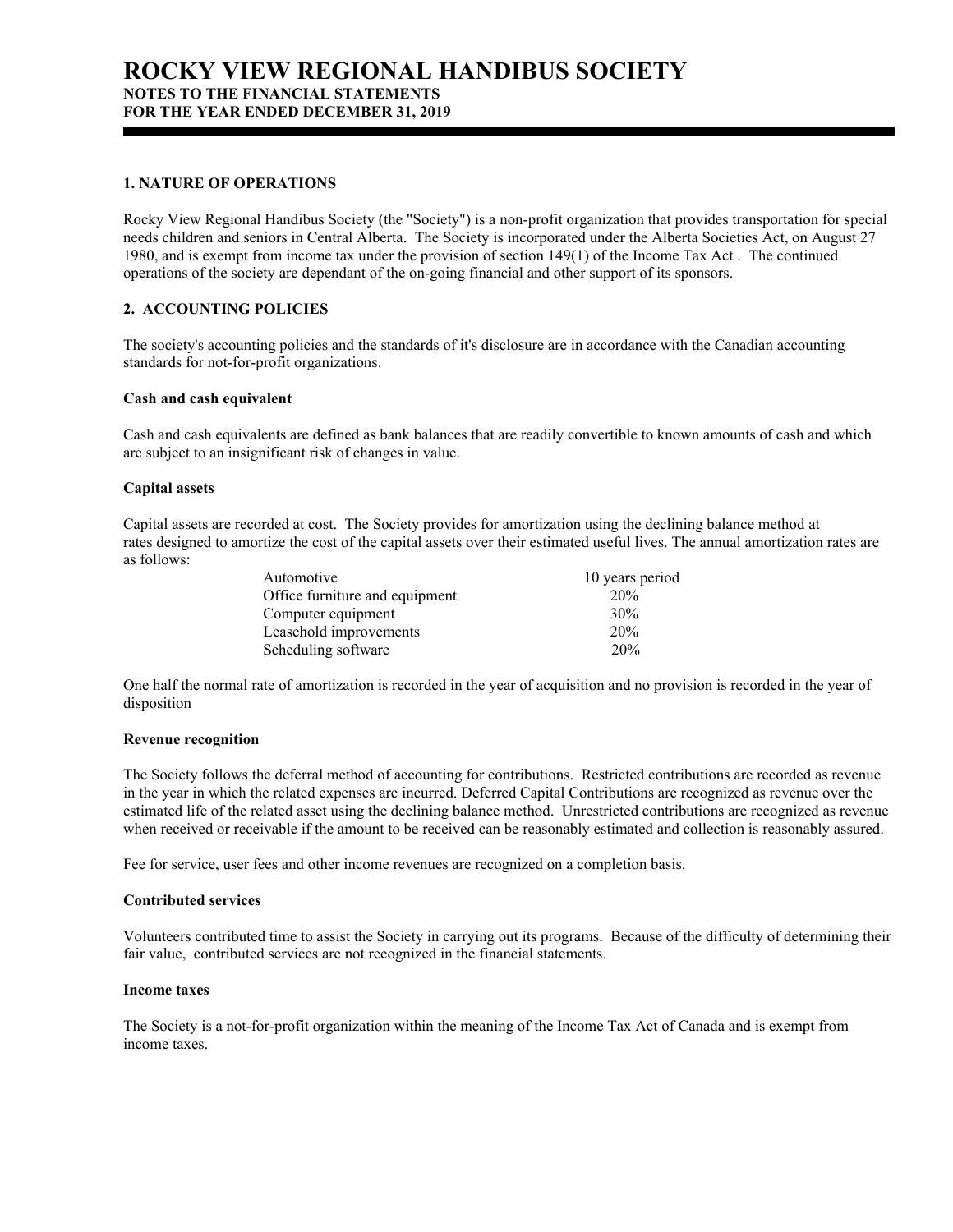# ROCKY VIEW REGIONAL HANDIBUS SOCIETY

**NOTES TO THE FINANCIAL STATEMENTS**
**FOR THE YEAR ENDED DECEMBER 31, 2019**

## 1. NATURE OF OPERATIONS

Rocky View Regional Handibus Society (the "Society") is a non-profit organization that provides transportation for special needs children and seniors in Central Alberta. The Society is incorporated under the Alberta Societies Act, on August 27 1980, and is exempt from income tax under the provision of section 149(1) of the Income Tax Act . The continued operations of the society are dependant of the on-going financial and other support of its sponsors.

## 2. ACCOUNTING POLICIES

The society's accounting policies and the standards of it's disclosure are in accordance with the Canadian accounting standards for not-for-profit organizations.

**Cash and cash equivalent**

Cash and cash equivalents are defined as bank balances that are readily convertible to known amounts of cash and which are subject to an insignificant risk of changes in value.

**Capital assets**

Capital assets are recorded at cost. The Society provides for amortization using the declining balance method at rates designed to amortize the cost of the capital assets over their estimated useful lives. The annual amortization rates are as follows:

| | |
|---|---|
| Automotive | 10 years period |
| Office furniture and equipment | 20% |
| Computer equipment | 30% |
| Leasehold improvements | 20% |
| Scheduling software | 20% |

One half the normal rate of amortization is recorded in the year of acquisition and no provision is recorded in the year of disposition

**Revenue recognition**

The Society follows the deferral method of accounting for contributions. Restricted contributions are recorded as revenue in the year in which the related expenses are incurred. Deferred Capital Contributions are recognized as revenue over the estimated life of the related asset using the declining balance method. Unrestricted contributions are recognized as revenue when received or receivable if the amount to be received can be reasonably estimated and collection is reasonably assured.

Fee for service, user fees and other income revenues are recognized on a completion basis.

**Contributed services**

Volunteers contributed time to assist the Society in carrying out its programs. Because of the difficulty of determining their fair value, contributed services are not recognized in the financial statements.

**Income taxes**

The Society is a not-for-profit organization within the meaning of the Income Tax Act of Canada and is exempt from income taxes.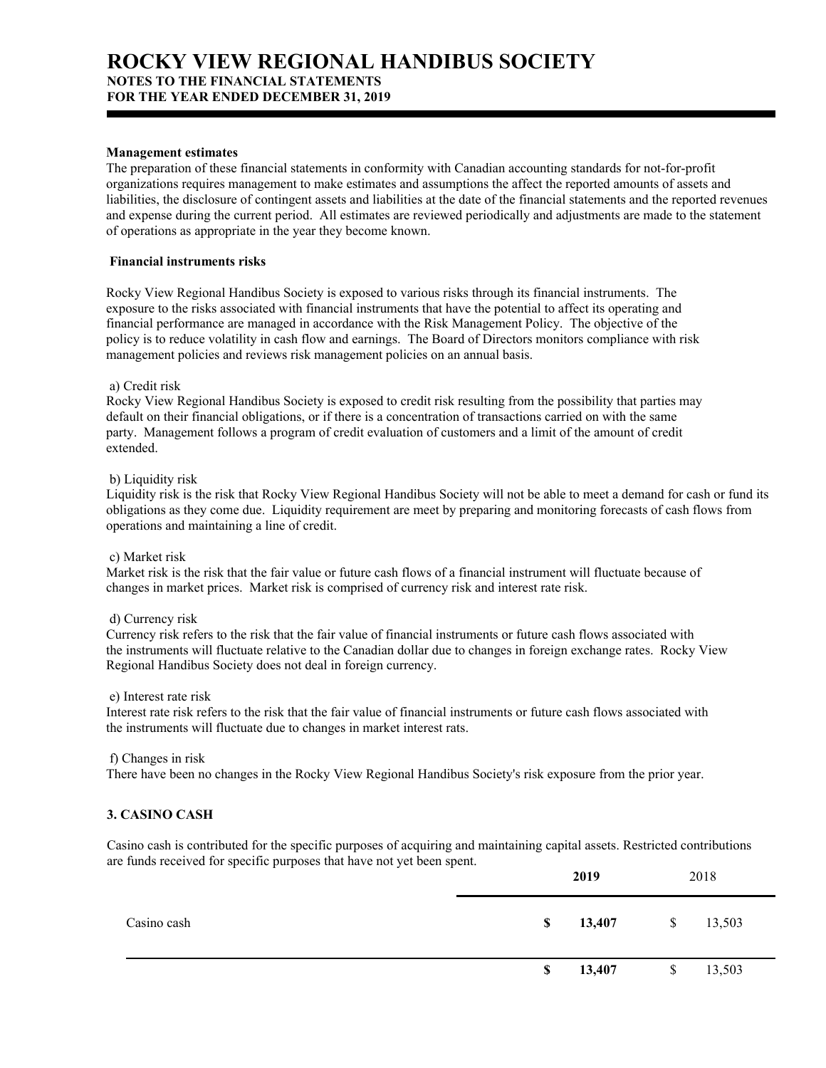**Management estimates**

The preparation of these financial statements in conformity with Canadian accounting standards for not-for-profit organizations requires management to make estimates and assumptions the affect the reported amounts of assets and liabilities, the disclosure of contingent assets and liabilities at the date of the financial statements and the reported revenues and expense during the current period. All estimates are reviewed periodically and adjustments are made to the statement of operations as appropriate in the year they become known.

**Financial instruments risks**

Rocky View Regional Handibus Society is exposed to various risks through its financial instruments. The exposure to the risks associated with financial instruments that have the potential to affect its operating and financial performance are managed in accordance with the Risk Management Policy. The objective of the policy is to reduce volatility in cash flow and earnings. The Board of Directors monitors compliance with risk management policies and reviews risk management policies on an annual basis.

a) Credit risk

Rocky View Regional Handibus Society is exposed to credit risk resulting from the possibility that parties may default on their financial obligations, or if there is a concentration of transactions carried on with the same party. Management follows a program of credit evaluation of customers and a limit of the amount of credit extended.

b) Liquidity risk

Liquidity risk is the risk that Rocky View Regional Handibus Society will not be able to meet a demand for cash or fund its obligations as they come due. Liquidity requirement are meet by preparing and monitoring forecasts of cash flows from operations and maintaining a line of credit.

c) Market risk

Market risk is the risk that the fair value or future cash flows of a financial instrument will fluctuate because of changes in market prices. Market risk is comprised of currency risk and interest rate risk.

d) Currency risk

Currency risk refers to the risk that the fair value of financial instruments or future cash flows associated with the instruments will fluctuate relative to the Canadian dollar due to changes in foreign exchange rates. Rocky View Regional Handibus Society does not deal in foreign currency.

e) Interest rate risk

Interest rate risk refers to the risk that the fair value of financial instruments or future cash flows associated with the instruments will fluctuate due to changes in market interest rats.

f) Changes in risk

There have been no changes in the Rocky View Regional Handibus Society's risk exposure from the prior year.

## 3. CASINO CASH

Casino cash is contributed for the specific purposes of acquiring and maintaining capital assets. Restricted contributions are funds received for specific purposes that have not yet been spent.

| | **2019** | 2018 |
|---|---|---|
| Casino cash | **$ 13,407** | $ 13,503 |
| | **$ 13,407** | $ 13,503 |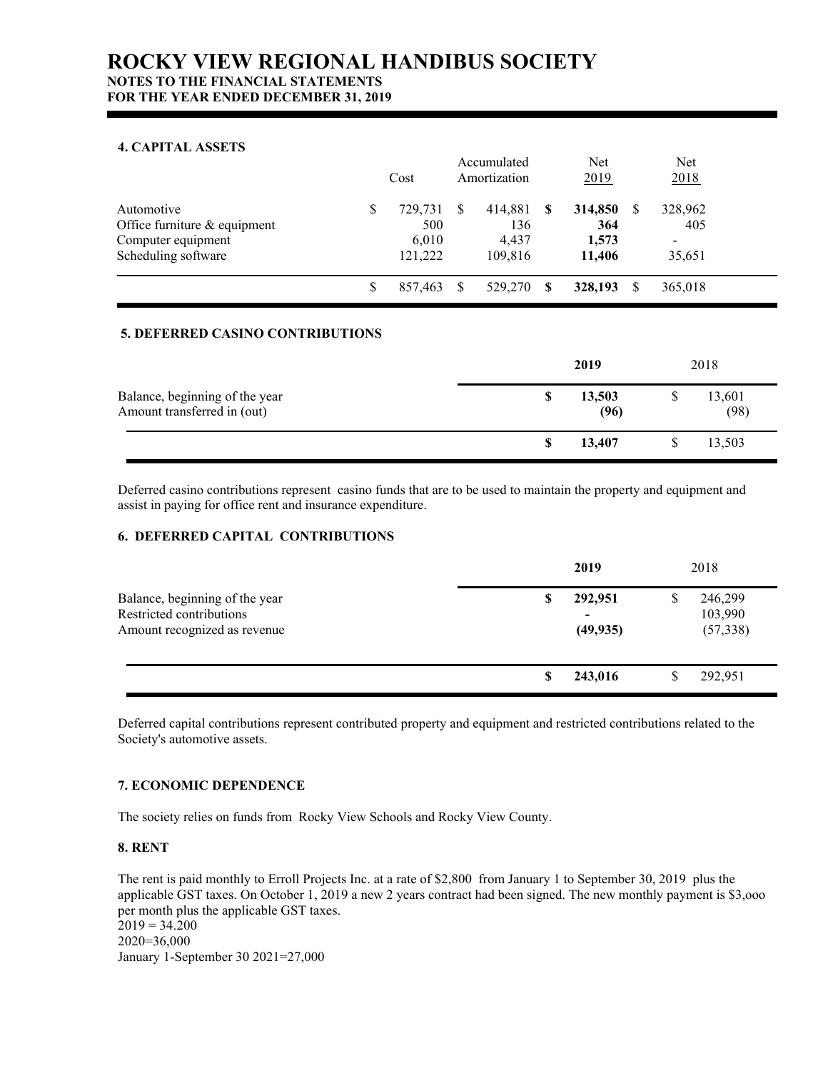# ROCKY VIEW REGIONAL HANDIBUS SOCIETY

**NOTES TO THE FINANCIAL STATEMENTS**
**FOR THE YEAR ENDED DECEMBER 31, 2019**

### 4. CAPITAL ASSETS

| | Cost | Accumulated Amortization | Net 2019 | Net 2018 |
|---|---|---|---|---|
| Automotive | $ 729,731 | $ 414,881 | **$ 314,850** | $ 328,962 |
| Office furniture & equipment | 500 | 136 | **364** | 405 |
| Computer equipment | 6,010 | 4,437 | **1,573** | - |
| Scheduling software | 121,222 | 109,816 | **11,406** | 35,651 |
| | $ 857,463 | $ 529,270 | **$ 328,193** | $ 365,018 |

### 5. DEFERRED CASINO CONTRIBUTIONS

| | **2019** | 2018 |
|---|---|---|
| Balance, beginning of the year | **$ 13,503** | $ 13,601 |
| Amount transferred in (out) | **(96)** | (98) |
| | **$ 13,407** | $ 13,503 |

Deferred casino contributions represent casino funds that are to be used to maintain the property and equipment and assist in paying for office rent and insurance expenditure.

### 6. DEFERRED CAPITAL CONTRIBUTIONS

| | **2019** | 2018 |
|---|---|---|
| Balance, beginning of the year | **$ 292,951** | $ 246,299 |
| Restricted contributions | **-** | 103,990 |
| Amount recognized as revenue | **(49,935)** | (57,338) |
| | **$ 243,016** | $ 292,951 |

Deferred capital contributions represent contributed property and equipment and restricted contributions related to the Society's automotive assets.

### 7. ECONOMIC DEPENDENCE

The society relies on funds from Rocky View Schools and Rocky View County.

### 8. RENT

The rent is paid monthly to Erroll Projects Inc. at a rate of $2,800 from January 1 to September 30, 2019 plus the applicable GST taxes. On October 1, 2019 a new 2 years contract had been signed. The new monthly payment is $3,ooo per month plus the applicable GST taxes.
2019 = 34.200
2020=36,000
January 1-September 30 2021=27,000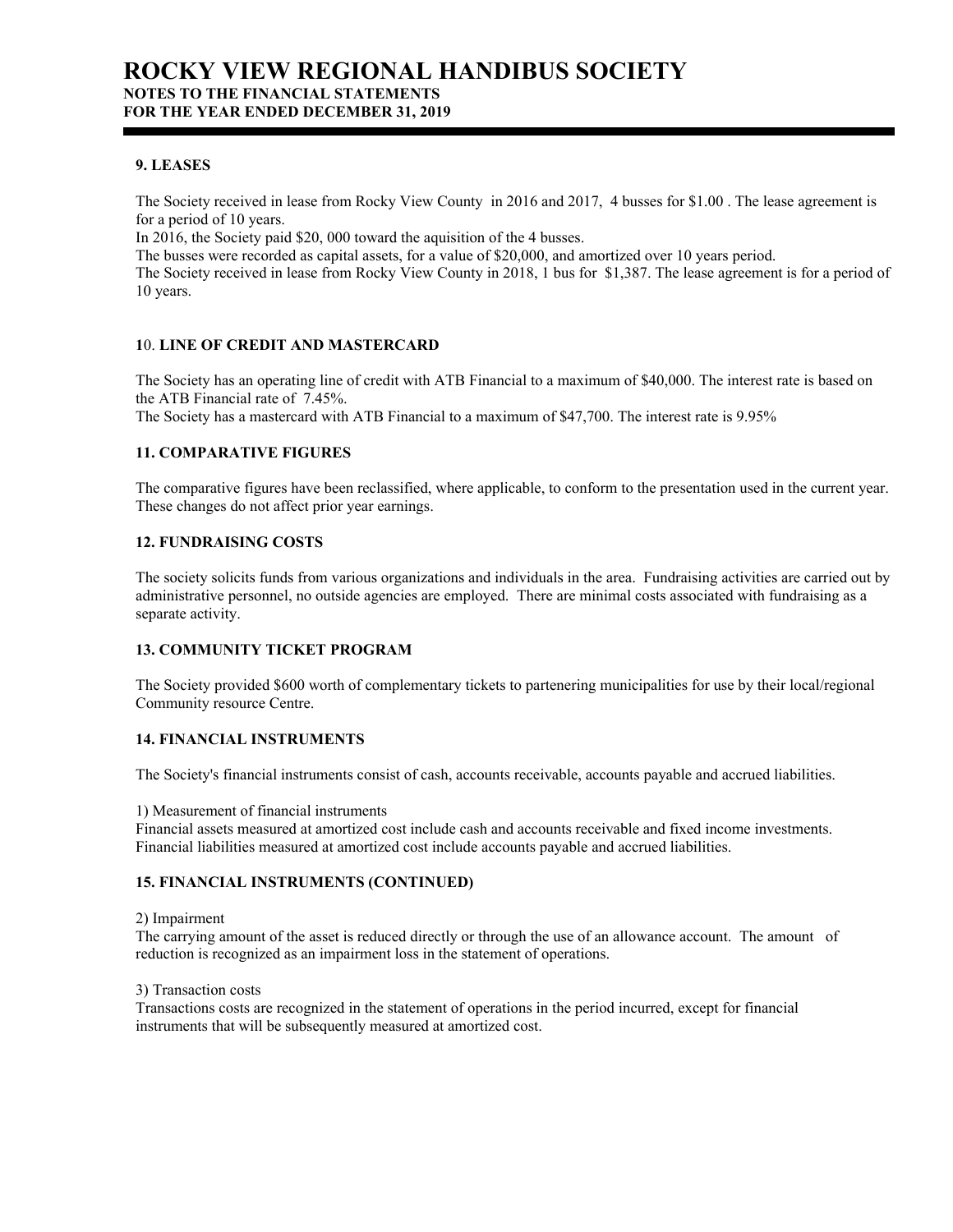# ROCKY VIEW REGIONAL HANDIBUS SOCIETY
## NOTES TO THE FINANCIAL STATEMENTS
## FOR THE YEAR ENDED DECEMBER 31, 2019

### 9. LEASES

The Society received in lease from Rocky View County in 2016 and 2017, 4 busses for $1.00 . The lease agreement is for a period of 10 years.
In 2016, the Society paid $20, 000 toward the aquisition of the 4 busses.
The busses were recorded as capital assets, for a value of $20,000, and amortized over 10 years period.
The Society received in lease from Rocky View County in 2018, 1 bus for $1,387. The lease agreement is for a period of 10 years.

### 10. LINE OF CREDIT AND MASTERCARD

The Society has an operating line of credit with ATB Financial to a maximum of $40,000. The interest rate is based on the ATB Financial rate of 7.45%.
The Society has a mastercard with ATB Financial to a maximum of $47,700. The interest rate is 9.95%

### 11. COMPARATIVE FIGURES

The comparative figures have been reclassified, where applicable, to conform to the presentation used in the current year. These changes do not affect prior year earnings.

### 12. FUNDRAISING COSTS

The society solicits funds from various organizations and individuals in the area. Fundraising activities are carried out by administrative personnel, no outside agencies are employed. There are minimal costs associated with fundraising as a separate activity.

### 13. COMMUNITY TICKET PROGRAM

The Society provided $600 worth of complementary tickets to partenering municipalities for use by their local/regional Community resource Centre.

### 14. FINANCIAL INSTRUMENTS

The Society's financial instruments consist of cash, accounts receivable, accounts payable and accrued liabilities.

1) Measurement of financial instruments
Financial assets measured at amortized cost include cash and accounts receivable and fixed income investments.
Financial liabilities measured at amortized cost include accounts payable and accrued liabilities.

### 15. FINANCIAL INSTRUMENTS (CONTINUED)

2) Impairment
The carrying amount of the asset is reduced directly or through the use of an allowance account. The amount of reduction is recognized as an impairment loss in the statement of operations.

3) Transaction costs
Transactions costs are recognized in the statement of operations in the period incurred, except for financial instruments that will be subsequently measured at amortized cost.